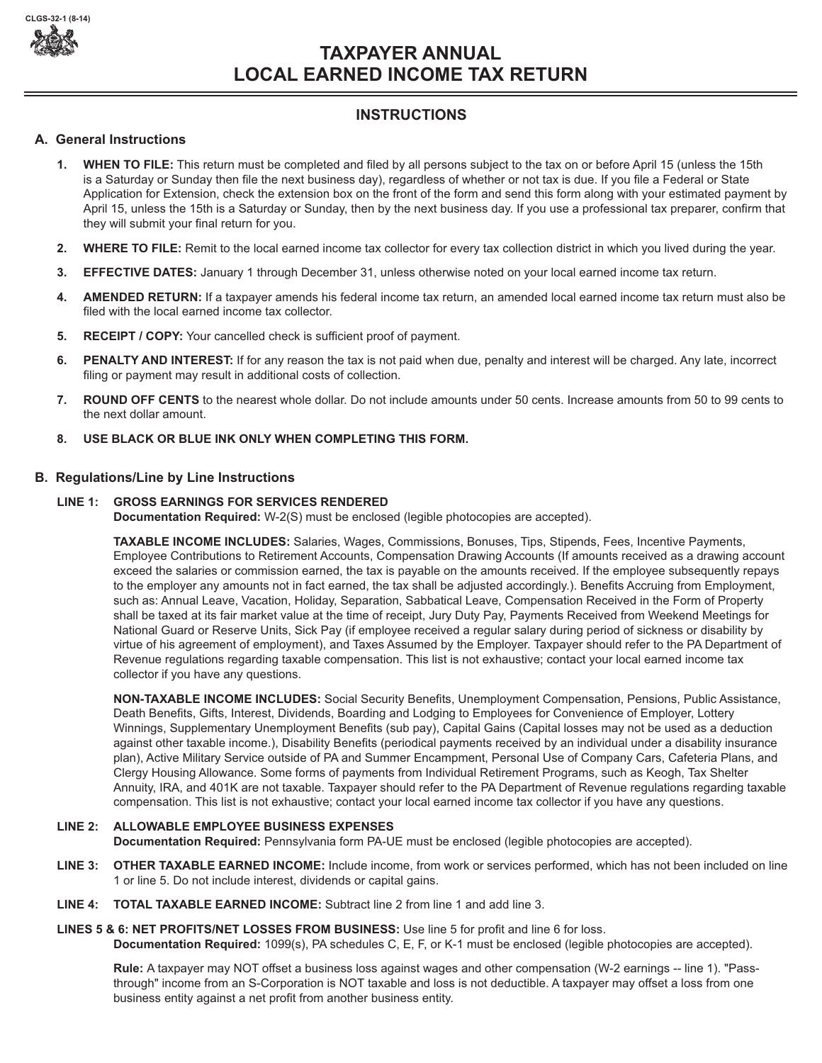CLGS-32-1 (8-14)

# TAXPAYER ANNUAL LOCAL EARNED INCOME TAX RETURN

## INSTRUCTIONS

### A. General Instructions

1. **WHEN TO FILE:** This return must be completed and filed by all persons subject to the tax on or before April 15 (unless the 15th is a Saturday or Sunday then file the next business day), regardless of whether or not tax is due. If you file a Federal or State Application for Extension, check the extension box on the front of the form and send this form along with your estimated payment by April 15, unless the 15th is a Saturday or Sunday, then by the next business day. If you use a professional tax preparer, confirm that they will submit your final return for you.

2. **WHERE TO FILE:** Remit to the local earned income tax collector for every tax collection district in which you lived during the year.

3. **EFFECTIVE DATES:** January 1 through December 31, unless otherwise noted on your local earned income tax return.

4. **AMENDED RETURN:** If a taxpayer amends his federal income tax return, an amended local earned income tax return must also be filed with the local earned income tax collector.

5. **RECEIPT / COPY:** Your cancelled check is sufficient proof of payment.

6. **PENALTY AND INTEREST:** If for any reason the tax is not paid when due, penalty and interest will be charged. Any late, incorrect filing or payment may result in additional costs of collection.

7. **ROUND OFF CENTS** to the nearest whole dollar. Do not include amounts under 50 cents. Increase amounts from 50 to 99 cents to the next dollar amount.

8. **USE BLACK OR BLUE INK ONLY WHEN COMPLETING THIS FORM.**

### B. Regulations/Line by Line Instructions

**LINE 1: GROSS EARNINGS FOR SERVICES RENDERED**
**Documentation Required:** W-2(S) must be enclosed (legible photocopies are accepted).

**TAXABLE INCOME INCLUDES:** Salaries, Wages, Commissions, Bonuses, Tips, Stipends, Fees, Incentive Payments, Employee Contributions to Retirement Accounts, Compensation Drawing Accounts (If amounts received as a drawing account exceed the salaries or commission earned, the tax is payable on the amounts received. If the employee subsequently repays to the employer any amounts not in fact earned, the tax shall be adjusted accordingly.). Benefits Accruing from Employment, such as: Annual Leave, Vacation, Holiday, Separation, Sabbatical Leave, Compensation Received in the Form of Property shall be taxed at its fair market value at the time of receipt, Jury Duty Pay, Payments Received from Weekend Meetings for National Guard or Reserve Units, Sick Pay (if employee received a regular salary during period of sickness or disability by virtue of his agreement of employment), and Taxes Assumed by the Employer. Taxpayer should refer to the PA Department of Revenue regulations regarding taxable compensation. This list is not exhaustive; contact your local earned income tax collector if you have any questions.

**NON-TAXABLE INCOME INCLUDES:** Social Security Benefits, Unemployment Compensation, Pensions, Public Assistance, Death Benefits, Gifts, Interest, Dividends, Boarding and Lodging to Employees for Convenience of Employer, Lottery Winnings, Supplementary Unemployment Benefits (sub pay), Capital Gains (Capital losses may not be used as a deduction against other taxable income.), Disability Benefits (periodical payments received by an individual under a disability insurance plan), Active Military Service outside of PA and Summer Encampment, Personal Use of Company Cars, Cafeteria Plans, and Clergy Housing Allowance. Some forms of payments from Individual Retirement Programs, such as Keogh, Tax Shelter Annuity, IRA, and 401K are not taxable. Taxpayer should refer to the PA Department of Revenue regulations regarding taxable compensation. This list is not exhaustive; contact your local earned income tax collector if you have any questions.

**LINE 2: ALLOWABLE EMPLOYEE BUSINESS EXPENSES**
**Documentation Required:** Pennsylvania form PA-UE must be enclosed (legible photocopies are accepted).

**LINE 3: OTHER TAXABLE EARNED INCOME:** Include income, from work or services performed, which has not been included on line 1 or line 5. Do not include interest, dividends or capital gains.

**LINE 4: TOTAL TAXABLE EARNED INCOME:** Subtract line 2 from line 1 and add line 3.

**LINES 5 & 6: NET PROFITS/NET LOSSES FROM BUSINESS:** Use line 5 for profit and line 6 for loss.
**Documentation Required:** 1099(s), PA schedules C, E, F, or K-1 must be enclosed (legible photocopies are accepted).

**Rule:** A taxpayer may NOT offset a business loss against wages and other compensation (W-2 earnings -- line 1). "Pass-through" income from an S-Corporation is NOT taxable and loss is not deductible. A taxpayer may offset a loss from one business entity against a net profit from another business entity.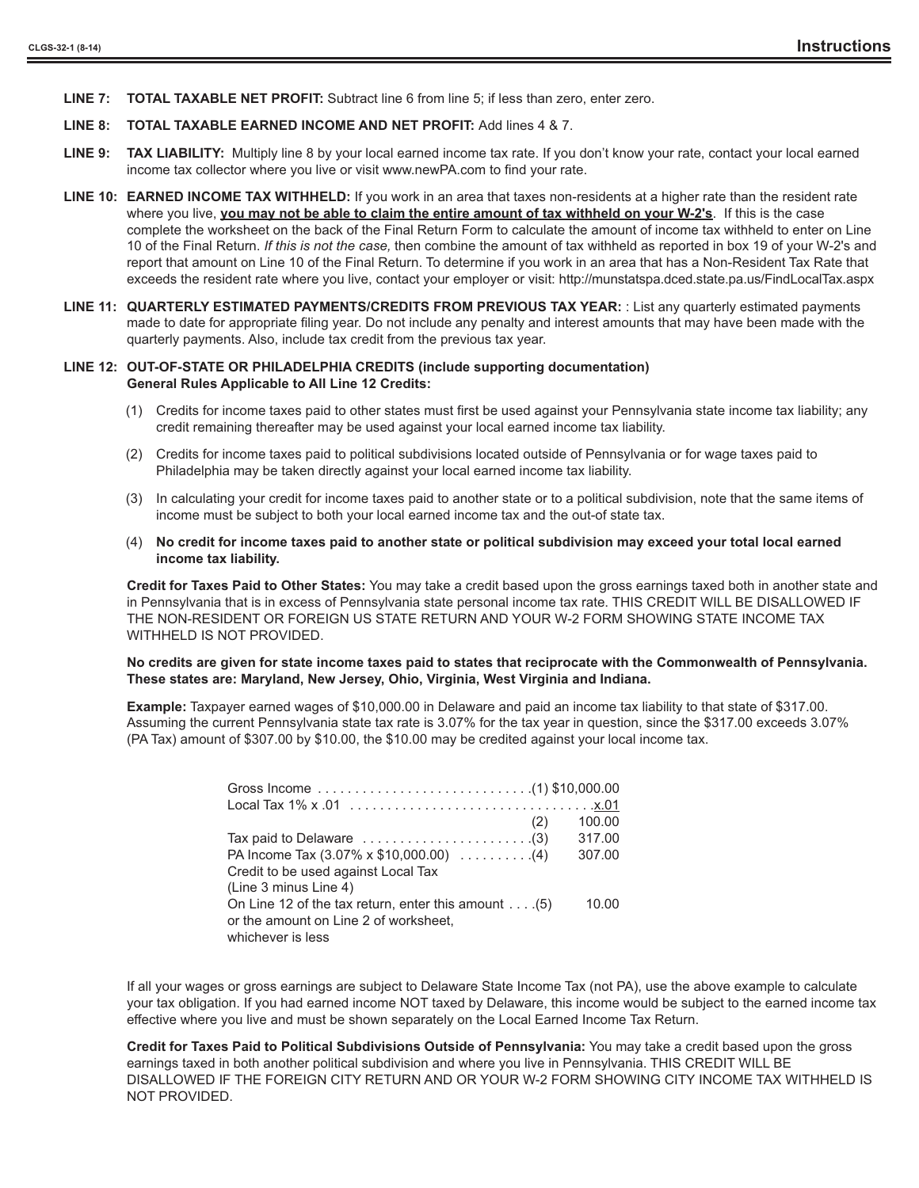**LINE 7: TOTAL TAXABLE NET PROFIT:** Subtract line 6 from line 5; if less than zero, enter zero.

**LINE 8: TOTAL TAXABLE EARNED INCOME AND NET PROFIT:** Add lines 4 & 7.

**LINE 9: TAX LIABILITY:** Multiply line 8 by your local earned income tax rate. If you don't know your rate, contact your local earned income tax collector where you live or visit www.newPA.com to find your rate.

**LINE 10: EARNED INCOME TAX WITHHELD:** If you work in an area that taxes non-residents at a higher rate than the resident rate where you live, **you may not be able to claim the entire amount of tax withheld on your W-2's**. If this is the case complete the worksheet on the back of the Final Return Form to calculate the amount of income tax withheld to enter on Line 10 of the Final Return. *If this is not the case,* then combine the amount of tax withheld as reported in box 19 of your W-2's and report that amount on Line 10 of the Final Return. To determine if you work in an area that has a Non-Resident Tax Rate that exceeds the resident rate where you live, contact your employer or visit: http://munstatspa.dced.state.pa.us/FindLocalTax.aspx

**LINE 11: QUARTERLY ESTIMATED PAYMENTS/CREDITS FROM PREVIOUS TAX YEAR:** : List any quarterly estimated payments made to date for appropriate filing year. Do not include any penalty and interest amounts that may have been made with the quarterly payments. Also, include tax credit from the previous tax year.

**LINE 12: OUT-OF-STATE OR PHILADELPHIA CREDITS (include supporting documentation)**
**General Rules Applicable to All Line 12 Credits:**

(1) Credits for income taxes paid to other states must first be used against your Pennsylvania state income tax liability; any credit remaining thereafter may be used against your local earned income tax liability.

(2) Credits for income taxes paid to political subdivisions located outside of Pennsylvania or for wage taxes paid to Philadelphia may be taken directly against your local earned income tax liability.

(3) In calculating your credit for income taxes paid to another state or to a political subdivision, note that the same items of income must be subject to both your local earned income tax and the out-of state tax.

(4) **No credit for income taxes paid to another state or political subdivision may exceed your total local earned income tax liability.**

**Credit for Taxes Paid to Other States:** You may take a credit based upon the gross earnings taxed both in another state and in Pennsylvania that is in excess of Pennsylvania state personal income tax rate. THIS CREDIT WILL BE DISALLOWED IF THE NON-RESIDENT OR FOREIGN US STATE RETURN AND YOUR W-2 FORM SHOWING STATE INCOME TAX WITHHELD IS NOT PROVIDED.

**No credits are given for state income taxes paid to states that reciprocate with the Commonwealth of Pennsylvania. These states are: Maryland, New Jersey, Ohio, Virginia, West Virginia and Indiana.**

**Example:** Taxpayer earned wages of $10,000.00 in Delaware and paid an income tax liability to that state of $317.00. Assuming the current Pennsylvania state tax rate is 3.07% for the tax year in question, since the $317.00 exceeds 3.07% (PA Tax) amount of $307.00 by $10.00, the $10.00 may be credited against your local income tax.

| | | |
|---|---|---|
| Gross Income . . . . . . . . . . . . . . . . . . . . . . . . . . . . | (1) | $10,000.00 |
| Local Tax 1% x .01 . . . . . . . . . . . . . . . . . . . . . . . . . . . . . . . | | x.01 |
| | (2) | 100.00 |
| Tax paid to Delaware . . . . . . . . . . . . . . . . . . . . . . | (3) | 317.00 |
| PA Income Tax (3.07% x $10,000.00) . . . . . . . . . | (4) | 307.00 |
| Credit to be used against Local Tax (Line 3 minus Line 4) | | |
| On Line 12 of the tax return, enter this amount . . . . or the amount on Line 2 of worksheet, whichever is less | (5) | 10.00 |

If all your wages or gross earnings are subject to Delaware State Income Tax (not PA), use the above example to calculate your tax obligation. If you had earned income NOT taxed by Delaware, this income would be subject to the earned income tax effective where you live and must be shown separately on the Local Earned Income Tax Return.

**Credit for Taxes Paid to Political Subdivisions Outside of Pennsylvania:** You may take a credit based upon the gross earnings taxed in both another political subdivision and where you live in Pennsylvania. THIS CREDIT WILL BE DISALLOWED IF THE FOREIGN CITY RETURN AND OR YOUR W-2 FORM SHOWING CITY INCOME TAX WITHHELD IS NOT PROVIDED.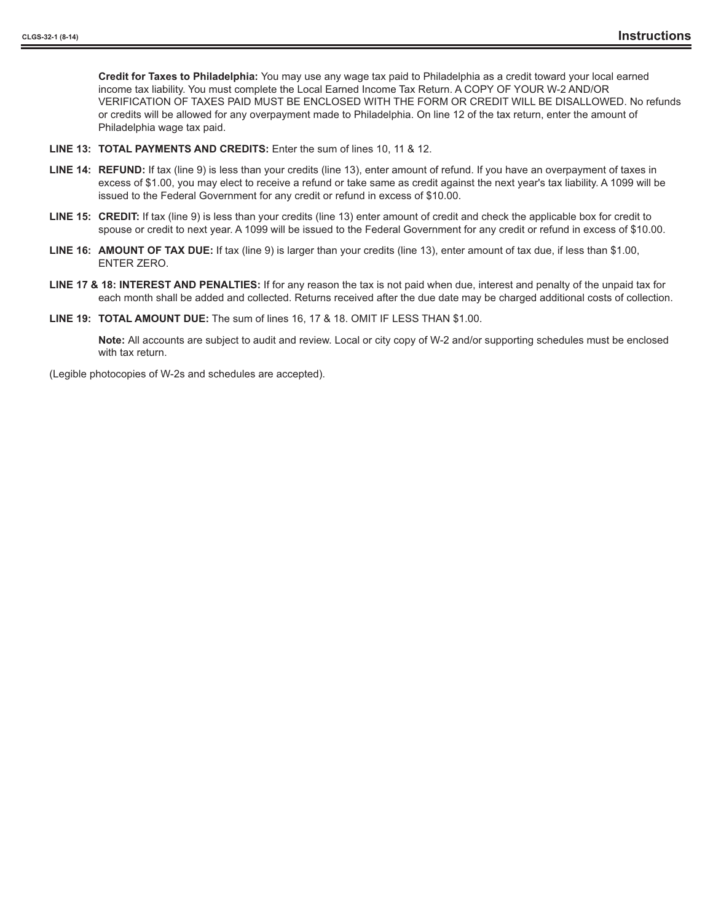**Credit for Taxes to Philadelphia:** You may use any wage tax paid to Philadelphia as a credit toward your local earned income tax liability. You must complete the Local Earned Income Tax Return. A COPY OF YOUR W-2 AND/OR VERIFICATION OF TAXES PAID MUST BE ENCLOSED WITH THE FORM OR CREDIT WILL BE DISALLOWED. No refunds or credits will be allowed for any overpayment made to Philadelphia. On line 12 of the tax return, enter the amount of Philadelphia wage tax paid.

**LINE 13: TOTAL PAYMENTS AND CREDITS:** Enter the sum of lines 10, 11 & 12.

**LINE 14: REFUND:** If tax (line 9) is less than your credits (line 13), enter amount of refund. If you have an overpayment of taxes in excess of $1.00, you may elect to receive a refund or take same as credit against the next year's tax liability. A 1099 will be issued to the Federal Government for any credit or refund in excess of $10.00.

**LINE 15: CREDIT:** If tax (line 9) is less than your credits (line 13) enter amount of credit and check the applicable box for credit to spouse or credit to next year. A 1099 will be issued to the Federal Government for any credit or refund in excess of $10.00.

**LINE 16: AMOUNT OF TAX DUE:** If tax (line 9) is larger than your credits (line 13), enter amount of tax due, if less than $1.00, ENTER ZERO.

**LINE 17 & 18: INTEREST AND PENALTIES:** If for any reason the tax is not paid when due, interest and penalty of the unpaid tax for each month shall be added and collected. Returns received after the due date may be charged additional costs of collection.

**LINE 19: TOTAL AMOUNT DUE:** The sum of lines 16, 17 & 18. OMIT IF LESS THAN $1.00.

**Note:** All accounts are subject to audit and review. Local or city copy of W-2 and/or supporting schedules must be enclosed with tax return.

(Legible photocopies of W-2s and schedules are accepted).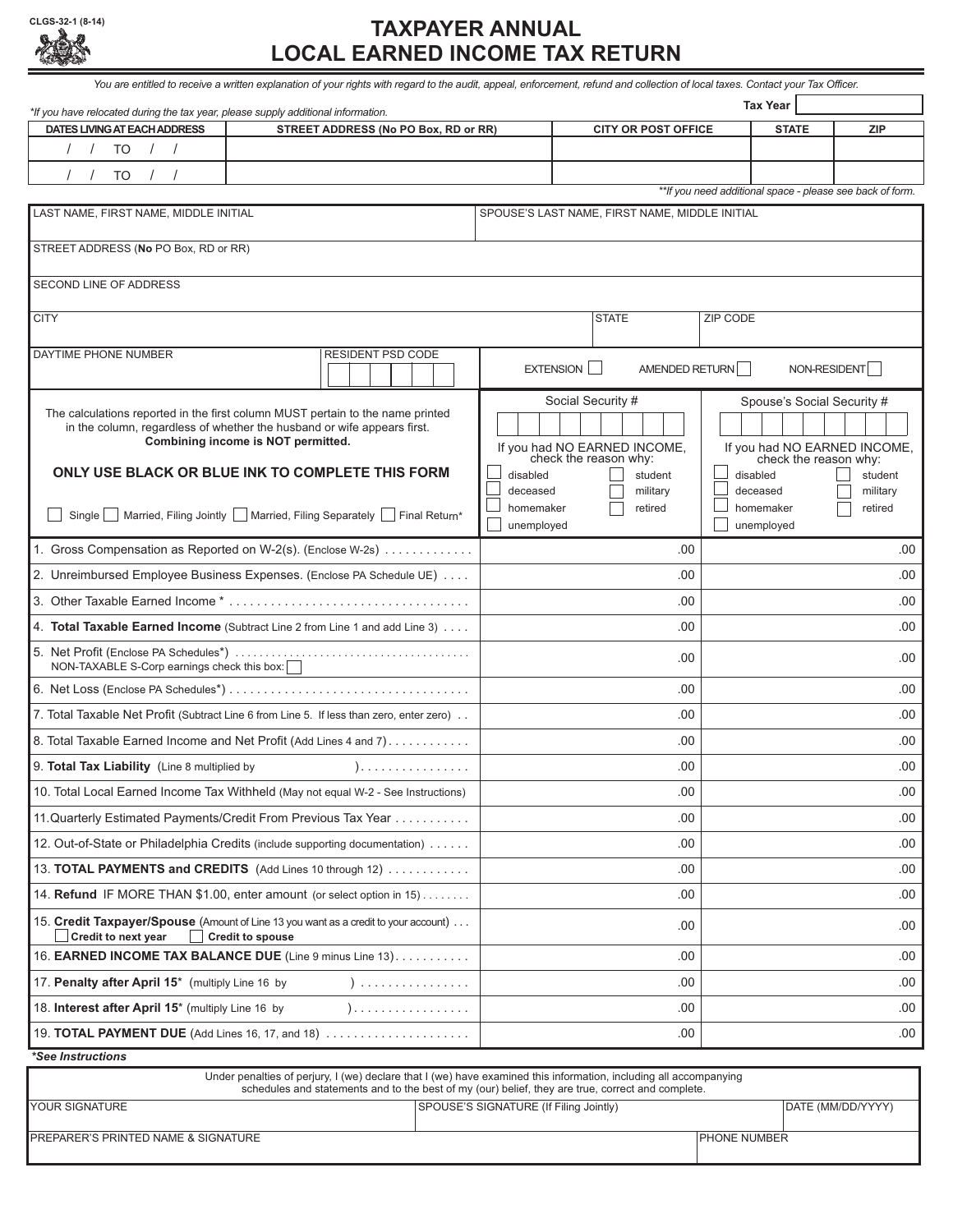CLGS-32-1 (8-14)

# TAXPAYER ANNUAL LOCAL EARNED INCOME TAX RETURN

*You are entitled to receive a written explanation of your rights with regard to the audit, appeal, enforcement, refund and collection of local taxes. Contact your Tax Officer.*

*\*If you have relocated during the tax year, please supply additional information.* **Tax Year** ______

| DATES LIVING AT EACH ADDRESS | STREET ADDRESS (No PO Box, RD or RR) | CITY OR POST OFFICE | STATE | ZIP |
|---|---|---|---|---|
| / / TO / / | | | | |
| / / TO / / | | | | |

*\*\*If you need additional space - please see back of form.*

| | |
|---|---|
| LAST NAME, FIRST NAME, MIDDLE INITIAL | SPOUSE'S LAST NAME, FIRST NAME, MIDDLE INITIAL |
| STREET ADDRESS (**No** PO Box, RD or RR) | |
| SECOND LINE OF ADDRESS | |
| CITY / STATE / ZIP CODE | |
| DAYTIME PHONE NUMBER / RESIDENT PSD CODE | ☐ EXTENSION ☐ AMENDED RETURN ☐ NON-RESIDENT |

The calculations reported in the first column MUST pertain to the name printed in the column, regardless of whether the husband or wife appears first. **Combining income is NOT permitted.**

**ONLY USE BLACK OR BLUE INK TO COMPLETE THIS FORM**

☐ Single ☐ Married, Filing Jointly ☐ Married, Filing Separately ☐ Final Return*

| | Social Security # | Spouse's Social Security # |
|---|---|---|
| If you had NO EARNED INCOME, check the reason why: | ☐ disabled ☐ student ☐ deceased ☐ military ☐ homemaker ☐ retired ☐ unemployed | ☐ disabled ☐ student ☐ deceased ☐ military ☐ homemaker ☐ retired ☐ unemployed |
| 1. Gross Compensation as Reported on W-2(s). (Enclose W-2s) | .00 | .00 |
| 2. Unreimbursed Employee Business Expenses. (Enclose PA Schedule UE) | .00 | .00 |
| 3. Other Taxable Earned Income * | .00 | .00 |
| 4. **Total Taxable Earned Income** (Subtract Line 2 from Line 1 and add Line 3) | .00 | .00 |
| 5. Net Profit (Enclose PA Schedules*) NON-TAXABLE S-Corp earnings check this box: ☐ | .00 | .00 |
| 6. Net Loss (Enclose PA Schedules*) | .00 | .00 |
| 7. Total Taxable Net Profit (Subtract Line 6 from Line 5. If less than zero, enter zero) | .00 | .00 |
| 8. Total Taxable Earned Income and Net Profit (Add Lines 4 and 7) | .00 | .00 |
| 9. **Total Tax Liability** (Line 8 multiplied by ) | .00 | .00 |
| 10. Total Local Earned Income Tax Withheld (May not equal W-2 - See Instructions) | .00 | .00 |
| 11. Quarterly Estimated Payments/Credit From Previous Tax Year | .00 | .00 |
| 12. Out-of-State or Philadelphia Credits (include supporting documentation) | .00 | .00 |
| 13. **TOTAL PAYMENTS and CREDITS** (Add Lines 10 through 12) | .00 | .00 |
| 14. **Refund** IF MORE THAN $1.00, enter amount (or select option in 15) | .00 | .00 |
| 15. **Credit Taxpayer/Spouse** (Amount of Line 13 you want as a credit to your account) ☐ **Credit to next year** ☐ **Credit to spouse** | .00 | .00 |
| 16. **EARNED INCOME TAX BALANCE DUE** (Line 9 minus Line 13) | .00 | .00 |
| 17. **Penalty after April 15*** (multiply Line 16 by ) | .00 | .00 |
| 18. **Interest after April 15*** (multiply Line 16 by ) | .00 | .00 |
| 19. **TOTAL PAYMENT DUE** (Add Lines 16, 17, and 18) | .00 | .00 |

***See Instructions***

Under penalties of perjury, I (we) declare that I (we) have examined this information, including all accompanying schedules and statements and to the best of my (our) belief, they are true, correct and complete.

| YOUR SIGNATURE | SPOUSE'S SIGNATURE (If Filing Jointly) | DATE (MM/DD/YYYY) |
|---|---|---|
| PREPARER'S PRINTED NAME & SIGNATURE | | PHONE NUMBER |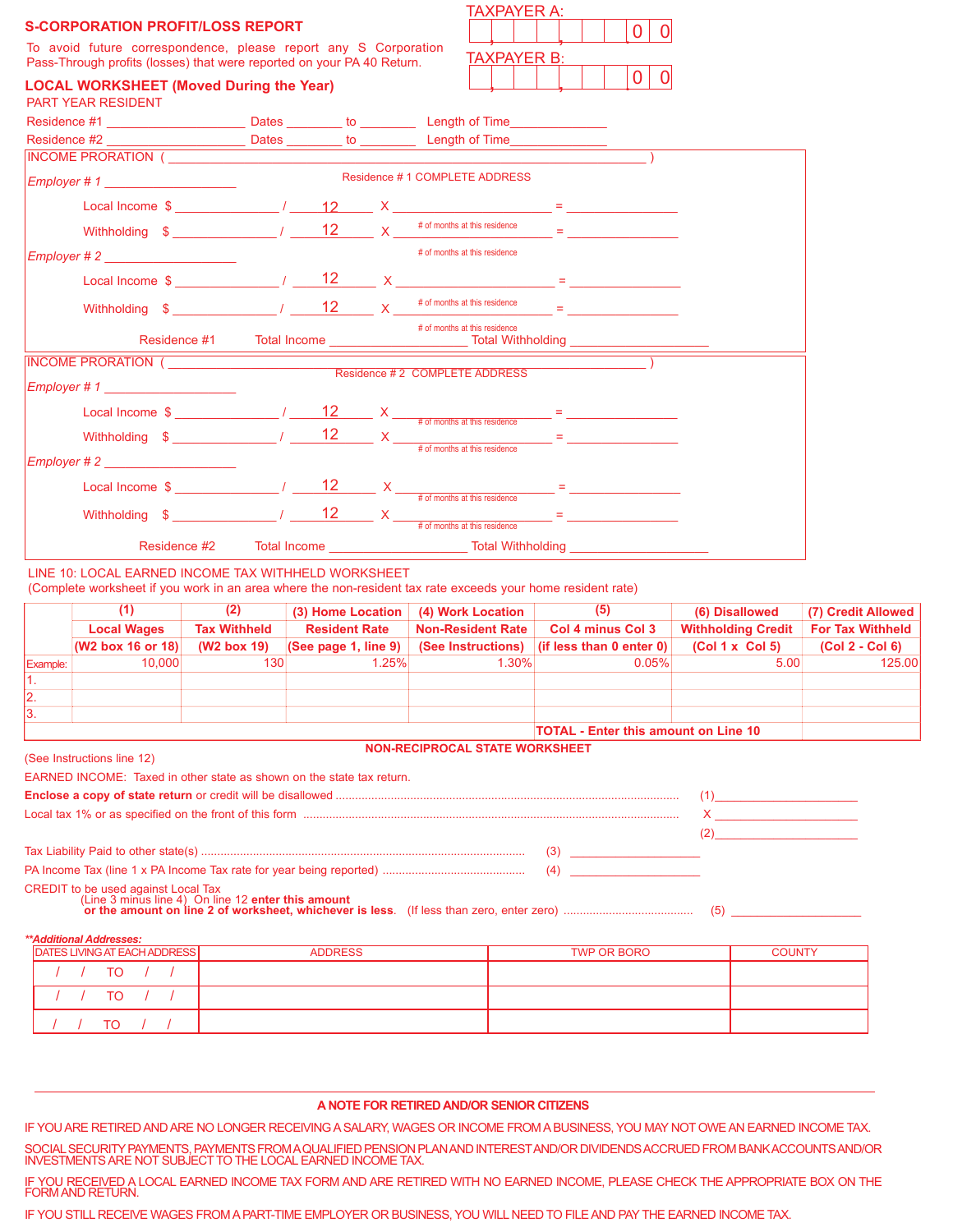## S-CORPORATION PROFIT/LOSS REPORT

To avoid future correspondence, please report any S Corporation Pass-Through profits (losses) that were reported on your PA 40 Return.

TAXPAYER A: ___ , ___ , ___ . 0 0

TAXPAYER B: ___ , ___ , ___ . 0 0

## LOCAL WORKSHEET (Moved During the Year)

PART YEAR RESIDENT

Residence #1 ____________________ Dates ________ to ________ Length of Time______________

Residence #2 ____________________ Dates ________ to ________ Length of Time______________

**INCOME PRORATION** ( ____________________________________________________________ )
Residence # 1 COMPLETE ADDRESS

*Employer # 1* ____________________

Local Income $ ______________ / 12 X ____________________ = ______________
# of months at this residence

Withholding $ ______________ / 12 X ____________________ = ______________
# of months at this residence

*Employer # 2* ____________________

Local Income $ ______________ / 12 X ____________________ = ______________
# of months at this residence

Withholding $ ______________ / 12 X ____________________ = ______________
# of months at this residence

Residence #1 Total Income ____________________ Total Withholding ____________________

**INCOME PRORATION** ( ____________________________________________________________ )
Residence # 2 COMPLETE ADDRESS

*Employer # 1* ____________________

Local Income $ ______________ / 12 X ____________________ = ______________
# of months at this residence

Withholding $ ______________ / 12 X ____________________ = ______________
# of months at this residence

*Employer # 2* ____________________

Local Income $ ______________ / 12 X ____________________ = ______________
# of months at this residence

Withholding $ ______________ / 12 X ____________________ = ______________
# of months at this residence

Residence #2 Total Income ____________________ Total Withholding ____________________

### LINE 10: LOCAL EARNED INCOME TAX WITHHELD WORKSHEET

(Complete worksheet if you work in an area where the non-resident tax rate exceeds your home resident rate)

| | (1) Local Wages (W2 box 16 or 18) | (2) Tax Withheld (W2 box 19) | (3) Home Location Resident Rate (See page 1, line 9) | (4) Work Location Non-Resident Rate (See Instructions) | (5) Col 4 minus Col 3 (if less than 0 enter 0) | (6) Disallowed Withholding Credit (Col 1 x Col 5) | (7) Credit Allowed For Tax Withheld (Col 2 - Col 6) |
|---|---|---|---|---|---|---|---|
| Example: | 10,000 | 130 | 1.25% | 1.30% | 0.05% | 5.00 | 125.00 |
| 1. | | | | | | | |
| 2. | | | | | | | |
| 3. | | | | | | | |
| | | | | | **TOTAL - Enter this amount on Line 10** | | |

### NON-RECIPROCAL STATE WORKSHEET

(See Instructions line 12)

EARNED INCOME: Taxed in other state as shown on the state tax return.

**Enclose a copy of state return** or credit will be disallowed .......... (1)____________________

Local tax 1% or as specified on the front of this form .......... X ____________________

(2)____________________

Tax Liability Paid to other state(s) .......... (3) ____________________

PA Income Tax (line 1 x PA Income Tax rate for year being reported) .......... (4) ____________________

CREDIT to be used against Local Tax
(Line 3 minus line 4) On line 12 **enter this amount or the amount on line 2 of worksheet, whichever is less**. (If less than zero, enter zero) .......... (5) ____________________

***\*\*Additional Addresses:***

| DATES LIVING AT EACH ADDRESS | ADDRESS | TWP OR BORO | COUNTY |
|---|---|---|---|
| / / TO / / | | | |
| / / TO / / | | | |
| / / TO / / | | | |

### A NOTE FOR RETIRED AND/OR SENIOR CITIZENS

IF YOU ARE RETIRED AND ARE NO LONGER RECEIVING A SALARY, WAGES OR INCOME FROM A BUSINESS, YOU MAY NOT OWE AN EARNED INCOME TAX.

SOCIAL SECURITY PAYMENTS, PAYMENTS FROM A QUALIFIED PENSION PLAN AND INTEREST AND/OR DIVIDENDS ACCRUED FROM BANK ACCOUNTS AND/OR INVESTMENTS ARE NOT SUBJECT TO THE LOCAL EARNED INCOME TAX.

IF YOU RECEIVED A LOCAL EARNED INCOME TAX FORM AND ARE RETIRED WITH NO EARNED INCOME, PLEASE CHECK THE APPROPRIATE BOX ON THE FORM AND RETURN.

IF YOU STILL RECEIVE WAGES FROM A PART-TIME EMPLOYER OR BUSINESS, YOU WILL NEED TO FILE AND PAY THE EARNED INCOME TAX.